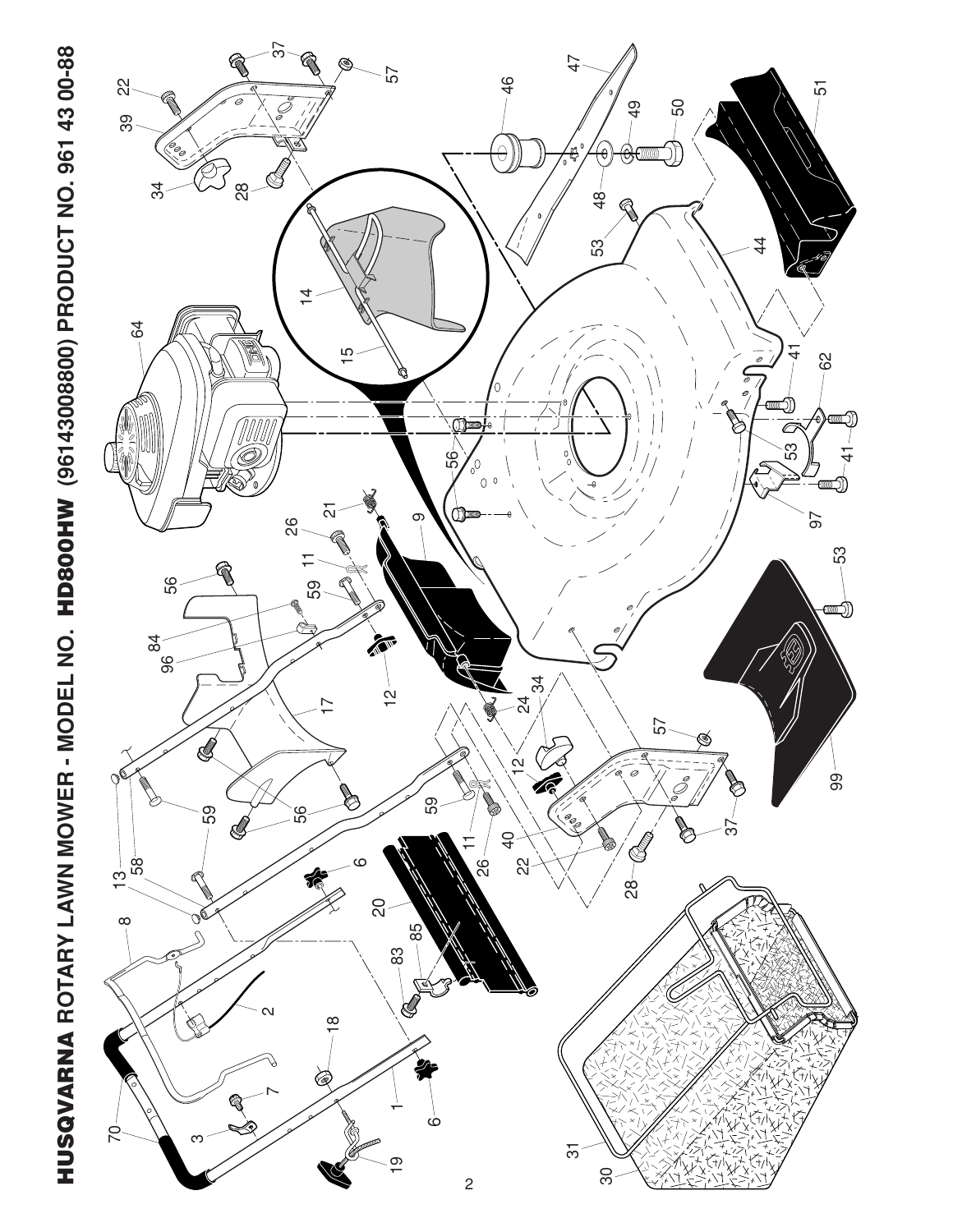# HUSQVARNA ROTARY LAWN MOWER - MODEL NO. HD800HW (96143008800) PRODUCT NO. 961 43 00-88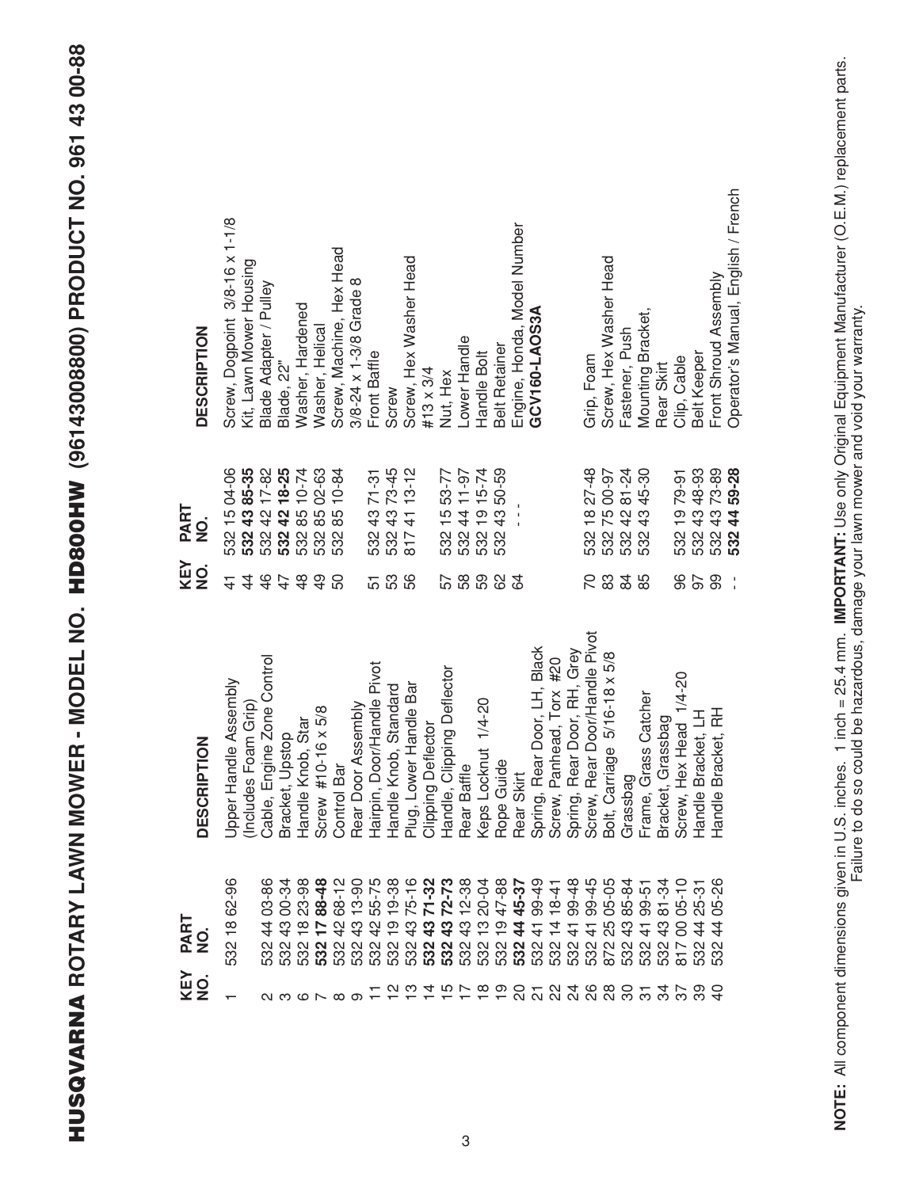# HUSQVARNA ROTARY LAWN MOWER - MODEL NO. HD800HW (96143008800) PRODUCT NO. 961 43 00-88

| KEY NO. | PART NO. | DESCRIPTION |
|---|---|---|
| 1 | 532 18 62-96 | Upper Handle Assembly (Includes Foam Grip) |
| 2 | 532 44 03-86 | Cable, Engine Zone Control |
| 3 | 532 43 00-34 | Bracket, Upstop |
| 6 | 532 18 23-98 | Handle Knob, Star |
| 7 | **532 17 88-48** | Screw #10-16 x 5/8 |
| 8 | 532 42 68-12 | Control Bar |
| 9 | 532 43 13-90 | Rear Door Assembly |
| 11 | 532 42 55-75 | Hairpin, Door/Handle Pivot |
| 12 | 532 19 19-38 | Handle Knob, Standard |
| 13 | 532 43 75-16 | Plug, Lower Handle Bar |
| 14 | **532 43 71-32** | Clipping Deflector |
| 15 | **532 43 72-73** | Handle, Clipping Deflector |
| 17 | 532 43 12-38 | Rear Baffle |
| 18 | 532 13 20-04 | Keps Locknut 1/4-20 |
| 19 | 532 19 47-88 | Rope Guide |
| 20 | **532 44 45-37** | Rear Skirt |
| 21 | 532 41 99-49 | Spring, Rear Door, LH, Black |
| 22 | 532 14 18-41 | Screw, Panhead, Torx #20 |
| 24 | 532 41 99-48 | Spring, Rear Door, RH, Grey |
| 26 | 532 41 99-45 | Screw, Rear Door/Handle Pivot |
| 28 | 872 25 05-05 | Bolt, Carriage 5/16-18 x 5/8 |
| 30 | 532 43 85-84 | Grassbag |
| 31 | 532 41 99-51 | Frame, Grass Catcher |
| 34 | 532 43 81-34 | Bracket, Grassbag |
| 37 | 817 00 05-10 | Screw, Hex Head 1/4-20 |
| 39 | 532 44 25-31 | Handle Bracket, LH |
| 40 | 532 44 05-26 | Handle Bracket, RH |
| 41 | 532 15 04-06 | Screw, Dogpoint 3/8-16 x 1-1/8 |
| 44 | **532 43 85-35** | Kit, Lawn Mower Housing |
| 46 | 532 42 17-82 | Blade Adapter / Pulley |
| 47 | **532 42 18-25** | Blade, 22" |
| 48 | 532 85 10-74 | Washer, Hardened |
| 49 | 532 85 02-63 | Washer, Helical |
| 50 | 532 85 10-84 | Screw, Machine, Hex Head 3/8-24 x 1-3/8 Grade 8 |
| 51 | 532 43 71-31 | Front Baffle |
| 53 | 532 43 73-45 | Screw |
| 56 | 817 41 13-12 | Screw, Hex Washer Head #13 x 3/4 |
| 57 | 532 15 53-77 | Nut, Hex |
| 58 | 532 44 11-97 | Lower Handle |
| 59 | 532 19 15-74 | Handle Bolt |
| 62 | 532 43 50-59 | Belt Retainer |
| 64 | - - - | Engine, Honda, Model Number **GCV160-LAOS3A** |
| 70 | 532 18 27-48 | Grip, Foam |
| 83 | 532 75 00-97 | Screw, Hex Washer Head |
| 84 | 532 42 81-24 | Fastener, Push |
| 85 | 532 43 45-30 | Mounting Bracket, Rear Skirt |
| 96 | 532 19 79-91 | Clip, Cable |
| 97 | 532 43 48-93 | Belt Keeper |
| 99 | 532 43 73-89 | Front Shroud Assembly |
| - - | **532 44 59-28** | Operator's Manual, English / French |

**NOTE:** All component dimensions given in U.S. inches. 1 inch = 25.4 mm. **IMPORTANT:** Use only Original Equipment Manufacturer (O.E.M.) replacement parts. Failure to do so could be hazardous, damage your lawn mower and void your warranty.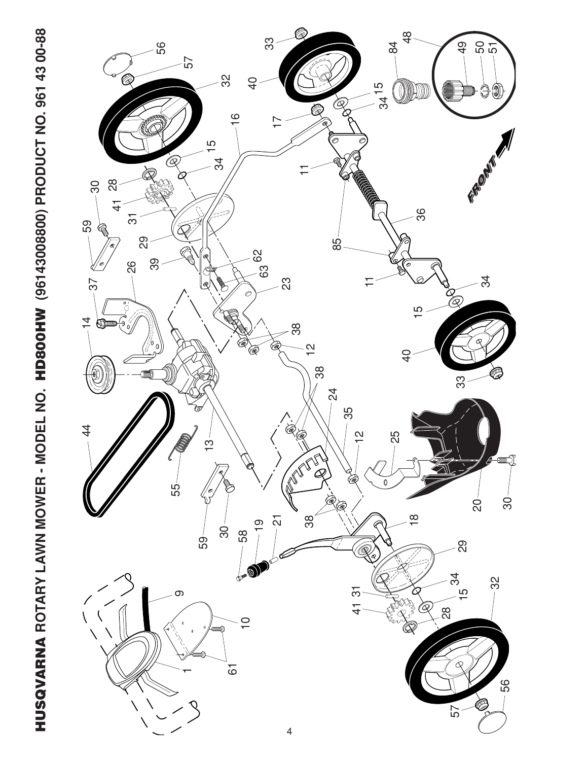# HUSQVARNA ROTARY LAWN MOWER - MODEL NO. HD800HW (96143008800) PRODUCT NO. 961 43 00-88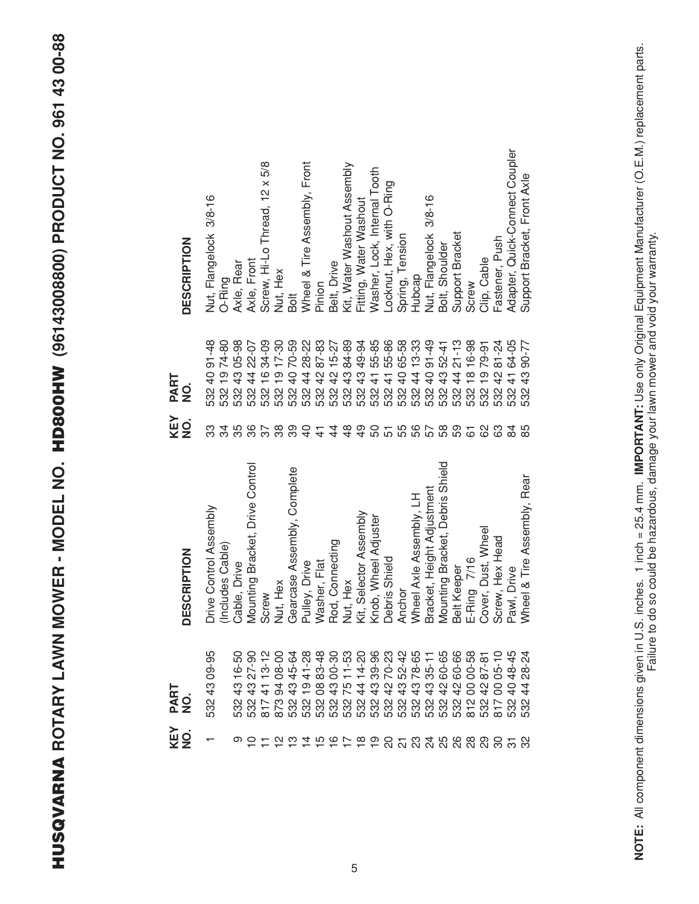# HUSQVARNA ROTARY LAWN MOWER - MODEL NO. HD800HW (96143008800) PRODUCT NO. 961 43 00-88

| KEY NO. | PART NO. | DESCRIPTION | KEY NO. | PART NO. | DESCRIPTION |
|---|---|---|---|---|---|
| 1 | 532 43 09-95 | Drive Control Assembly (Includes Cable) | 33 | 532 40 91-48 | Nut, Flangelock 3/8-16 |
| 9 | 532 43 16-50 | Cable, Drive | 34 | 532 19 74-80 | O-Ring |
| 10 | 532 43 27-90 | Mounting Bracket, Drive Control | 35 | 532 43 05-98 | Axle, Rear |
| 11 | 817 41 13-12 | Screw | 36 | 532 44 22-07 | Axle, Front |
| 12 | 873 94 08-00 | Nut, Hex | 37 | 532 16 34-09 | Screw, Hi-Lo Thread, 12 x 5/8 |
| 13 | 532 43 45-64 | Gearcase Assembly, Complete | 38 | 532 19 17-30 | Nut, Hex |
| 14 | 532 19 41-28 | Pulley, Drive | 39 | 532 40 70-59 | Bolt |
| 15 | 532 08 83-48 | Washer, Flat | 40 | 532 44 28-22 | Wheel & Tire Assembly, Front |
| 16 | 532 43 00-30 | Rod, Connecting | 41 | 532 42 87-83 | Pinion |
| 17 | 532 75 11-53 | Nut, Hex | 44 | 532 42 15-27 | Belt, Drive |
| 18 | 532 44 14-20 | Kit, Selector Assembly | 48 | 532 43 84-89 | Kit, Water Washout Assembly |
| 19 | 532 43 39-96 | Knob, Wheel Adjuster | 49 | 532 43 49-94 | Fitting, Water Washout |
| 20 | 532 42 70-23 | Debris Shield | 50 | 532 41 55-85 | Washer, Lock, Internal Tooth |
| 21 | 532 43 52-42 | Anchor | 51 | 532 41 55-86 | Locknut, Hex, with O-Ring |
| 23 | 532 43 78-65 | Wheel Axle Assembly, LH | 55 | 532 40 65-58 | Spring, Tension |
| 24 | 532 43 35-11 | Bracket, Height Adjustment | 56 | 532 44 13-33 | Hubcap |
| 25 | 532 42 60-65 | Mounting Bracket, Debris Shield | 57 | 532 40 91-49 | Nut, Flangelock 3/8-16 |
| 26 | 532 42 60-66 | Belt Keeper | 58 | 532 43 52-41 | Bolt, Shoulder |
| 28 | 812 00 00-58 | E-Ring 7/16 | 59 | 532 44 21-13 | Support Bracket |
| 29 | 532 42 87-81 | Cover, Dust, Wheel | 61 | 532 18 16-98 | Screw |
| 30 | 817 00 05-10 | Screw, Hex Head | 62 | 532 19 79-91 | Clip, Cable |
| 31 | 532 40 48-45 | Pawl, Drive | 63 | 532 42 81-24 | Fastener, Push |
| 32 | 532 44 28-24 | Wheel & Tire Assembly, Rear | 84 | 532 41 64-05 | Adapter, Quick-Connect Coupler |
| | | | 85 | 532 43 90-77 | Support Bracket, Front Axle |

**NOTE:** All component dimensions given in U.S. inches. 1 inch = 25.4 mm. **IMPORTANT:** Use only Original Equipment Manufacturer (O.E.M.) replacement parts. Failure to do so could be hazardous, damage your lawn mower and void your warranty.